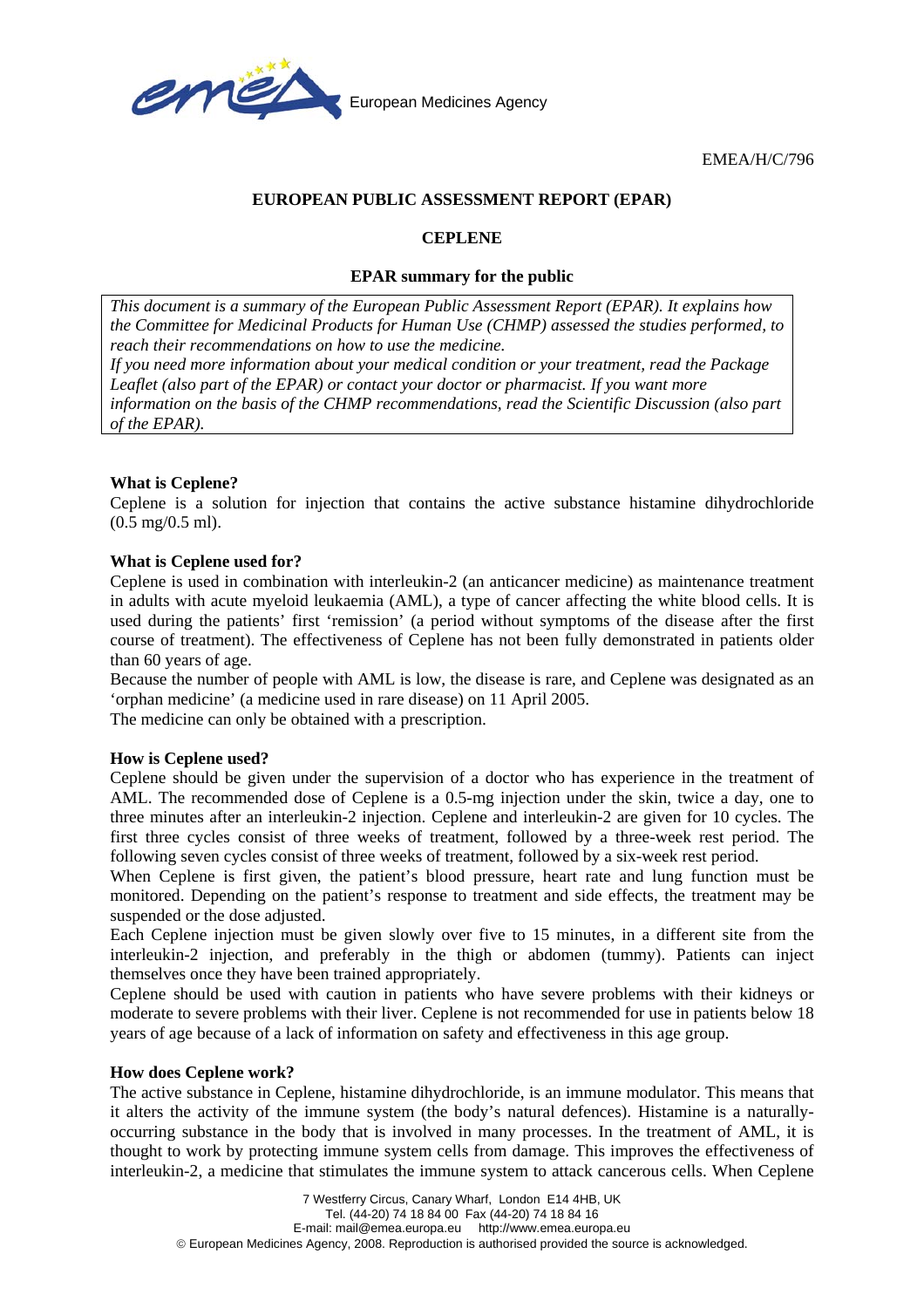EMEA/H/C/796

**EUROPEAN PUBLIC ASSESSMENT REPORT (EPAR)**

**CEPLENE**

**EPAR summary for the public**

*This document is a summary of the European Public Assessment Report (EPAR). It explains how the Committee for Medicinal Products for Human Use (CHMP) assessed the studies performed, to reach their recommendations on how to use the medicine.*
*If you need more information about your medical condition or your treatment, read the Package Leaflet (also part of the EPAR) or contact your doctor or pharmacist. If you want more information on the basis of the CHMP recommendations, read the Scientific Discussion (also part of the EPAR).*

**What is Ceplene?**

Ceplene is a solution for injection that contains the active substance histamine dihydrochloride (0.5 mg/0.5 ml).

**What is Ceplene used for?**

Ceplene is used in combination with interleukin-2 (an anticancer medicine) as maintenance treatment in adults with acute myeloid leukaemia (AML), a type of cancer affecting the white blood cells. It is used during the patients' first 'remission' (a period without symptoms of the disease after the first course of treatment). The effectiveness of Ceplene has not been fully demonstrated in patients older than 60 years of age.

Because the number of people with AML is low, the disease is rare, and Ceplene was designated as an 'orphan medicine' (a medicine used in rare disease) on 11 April 2005.

The medicine can only be obtained with a prescription.

**How is Ceplene used?**

Ceplene should be given under the supervision of a doctor who has experience in the treatment of AML. The recommended dose of Ceplene is a 0.5-mg injection under the skin, twice a day, one to three minutes after an interleukin-2 injection. Ceplene and interleukin-2 are given for 10 cycles. The first three cycles consist of three weeks of treatment, followed by a three-week rest period. The following seven cycles consist of three weeks of treatment, followed by a six-week rest period.

When Ceplene is first given, the patient's blood pressure, heart rate and lung function must be monitored. Depending on the patient's response to treatment and side effects, the treatment may be suspended or the dose adjusted.

Each Ceplene injection must be given slowly over five to 15 minutes, in a different site from the interleukin-2 injection, and preferably in the thigh or abdomen (tummy). Patients can inject themselves once they have been trained appropriately.

Ceplene should be used with caution in patients who have severe problems with their kidneys or moderate to severe problems with their liver. Ceplene is not recommended for use in patients below 18 years of age because of a lack of information on safety and effectiveness in this age group.

**How does Ceplene work?**

The active substance in Ceplene, histamine dihydrochloride, is an immune modulator. This means that it alters the activity of the immune system (the body's natural defences). Histamine is a naturally-occurring substance in the body that is involved in many processes. In the treatment of AML, it is thought to work by protecting immune system cells from damage. This improves the effectiveness of interleukin-2, a medicine that stimulates the immune system to attack cancerous cells. When Ceplene

7 Westferry Circus, Canary Wharf, London E14 4HB, UK
Tel. (44-20) 74 18 84 00 Fax (44-20) 74 18 84 16
E-mail: mail@emea.europa.eu http://www.emea.europa.eu
© European Medicines Agency, 2008. Reproduction is authorised provided the source is acknowledged.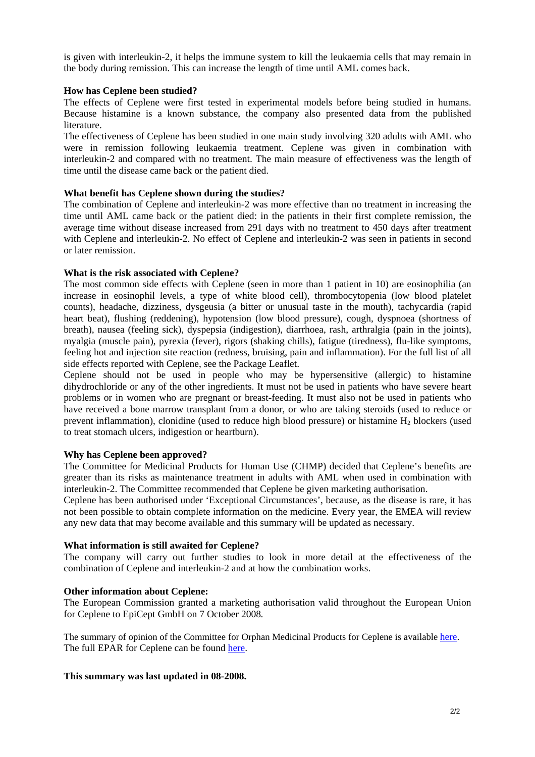is given with interleukin-2, it helps the immune system to kill the leukaemia cells that may remain in the body during remission. This can increase the length of time until AML comes back.

**How has Ceplene been studied?**

The effects of Ceplene were first tested in experimental models before being studied in humans. Because histamine is a known substance, the company also presented data from the published literature.

The effectiveness of Ceplene has been studied in one main study involving 320 adults with AML who were in remission following leukaemia treatment. Ceplene was given in combination with interleukin-2 and compared with no treatment. The main measure of effectiveness was the length of time until the disease came back or the patient died.

**What benefit has Ceplene shown during the studies?**

The combination of Ceplene and interleukin-2 was more effective than no treatment in increasing the time until AML came back or the patient died: in the patients in their first complete remission, the average time without disease increased from 291 days with no treatment to 450 days after treatment with Ceplene and interleukin-2. No effect of Ceplene and interleukin-2 was seen in patients in second or later remission.

**What is the risk associated with Ceplene?**

The most common side effects with Ceplene (seen in more than 1 patient in 10) are eosinophilia (an increase in eosinophil levels, a type of white blood cell), thrombocytopenia (low blood platelet counts), headache, dizziness, dysgeusia (a bitter or unusual taste in the mouth), tachycardia (rapid heart beat), flushing (reddening), hypotension (low blood pressure), cough, dyspnoea (shortness of breath), nausea (feeling sick), dyspepsia (indigestion), diarrhoea, rash, arthralgia (pain in the joints), myalgia (muscle pain), pyrexia (fever), rigors (shaking chills), fatigue (tiredness), flu-like symptoms, feeling hot and injection site reaction (redness, bruising, pain and inflammation). For the full list of all side effects reported with Ceplene, see the Package Leaflet.

Ceplene should not be used in people who may be hypersensitive (allergic) to histamine dihydrochloride or any of the other ingredients. It must not be used in patients who have severe heart problems or in women who are pregnant or breast-feeding. It must also not be used in patients who have received a bone marrow transplant from a donor, or who are taking steroids (used to reduce or prevent inflammation), clonidine (used to reduce high blood pressure) or histamine $H_2$ blockers (used to treat stomach ulcers, indigestion or heartburn).

**Why has Ceplene been approved?**

The Committee for Medicinal Products for Human Use (CHMP) decided that Ceplene's benefits are greater than its risks as maintenance treatment in adults with AML when used in combination with interleukin-2. The Committee recommended that Ceplene be given marketing authorisation.

Ceplene has been authorised under 'Exceptional Circumstances', because, as the disease is rare, it has not been possible to obtain complete information on the medicine. Every year, the EMEA will review any new data that may become available and this summary will be updated as necessary.

**What information is still awaited for Ceplene?**

The company will carry out further studies to look in more detail at the effectiveness of the combination of Ceplene and interleukin-2 and at how the combination works.

**Other information about Ceplene:**

The European Commission granted a marketing authorisation valid throughout the European Union for Ceplene to EpiCept GmbH on 7 October 2008.

The summary of opinion of the Committee for Orphan Medicinal Products for Ceplene is available here.
The full EPAR for Ceplene can be found here.

**This summary was last updated in 08-2008.**